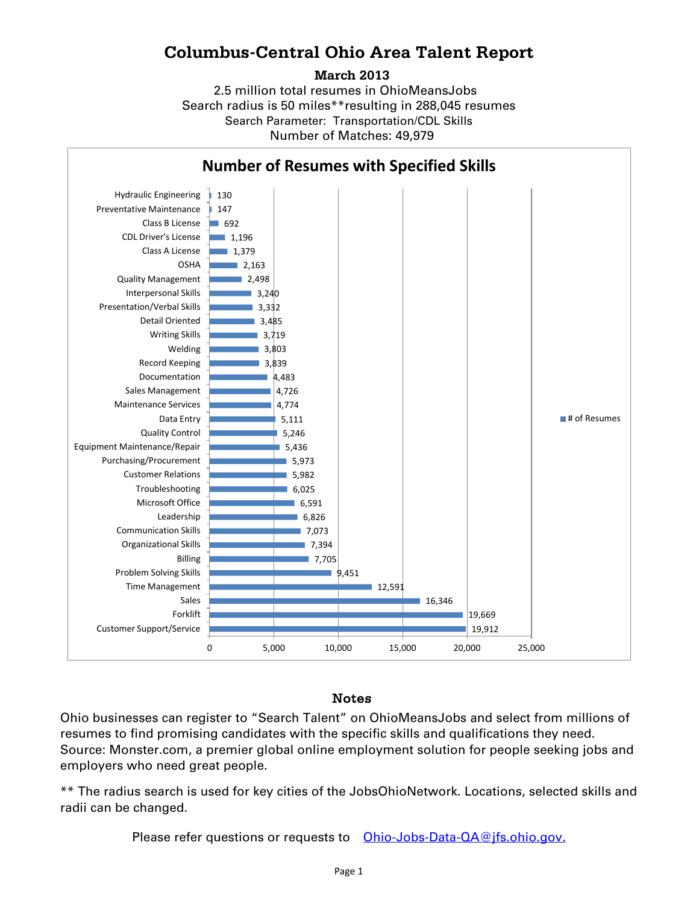# Columbus-Central Ohio Area Talent Report

**March 2013**

2.5 million total resumes in OhioMeansJobs
Search radius is 50 miles**resulting in 288,045 resumes
Search Parameter: Transportation/CDL Skills
Number of Matches: 49,979

## Number of Resumes with Specified Skills

| Skill | # of Resumes |
|---|---|
| Hydraulic Engineering | 130 |
| Preventative Maintenance | 147 |
| Class B License | 692 |
| CDL Driver's License | 1,196 |
| Class A License | 1,379 |
| OSHA | 2,163 |
| Quality Management | 2,498 |
| Interpersonal Skills | 3,240 |
| Presentation/Verbal Skills | 3,332 |
| Detail Oriented | 3,485 |
| Writing Skills | 3,719 |
| Welding | 3,803 |
| Record Keeping | 3,839 |
| Documentation | 4,483 |
| Sales Management | 4,726 |
| Maintenance Services | 4,774 |
| Data Entry | 5,111 |
| Quality Control | 5,246 |
| Equipment Maintenance/Repair | 5,436 |
| Purchasing/Procurement | 5,973 |
| Customer Relations | 5,982 |
| Troubleshooting | 6,025 |
| Microsoft Office | 6,591 |
| Leadership | 6,826 |
| Communication Skills | 7,073 |
| Organizational Skills | 7,394 |
| Billing | 7,705 |
| Problem Solving Skills | 9,451 |
| Time Management | 12,591 |
| Sales | 16,346 |
| Forklift | 19,669 |
| Customer Support/Service | 19,912 |

## Notes

Ohio businesses can register to "Search Talent" on OhioMeansJobs and select from millions of resumes to find promising candidates with the specific skills and qualifications they need. Source: Monster.com, a premier global online employment solution for people seeking jobs and employers who need great people.

** The radius search is used for key cities of the JobsOhioNetwork. Locations, selected skills and radii can be changed.

Please refer questions or requests to Ohio-Jobs-Data-QA@jfs.ohio.gov.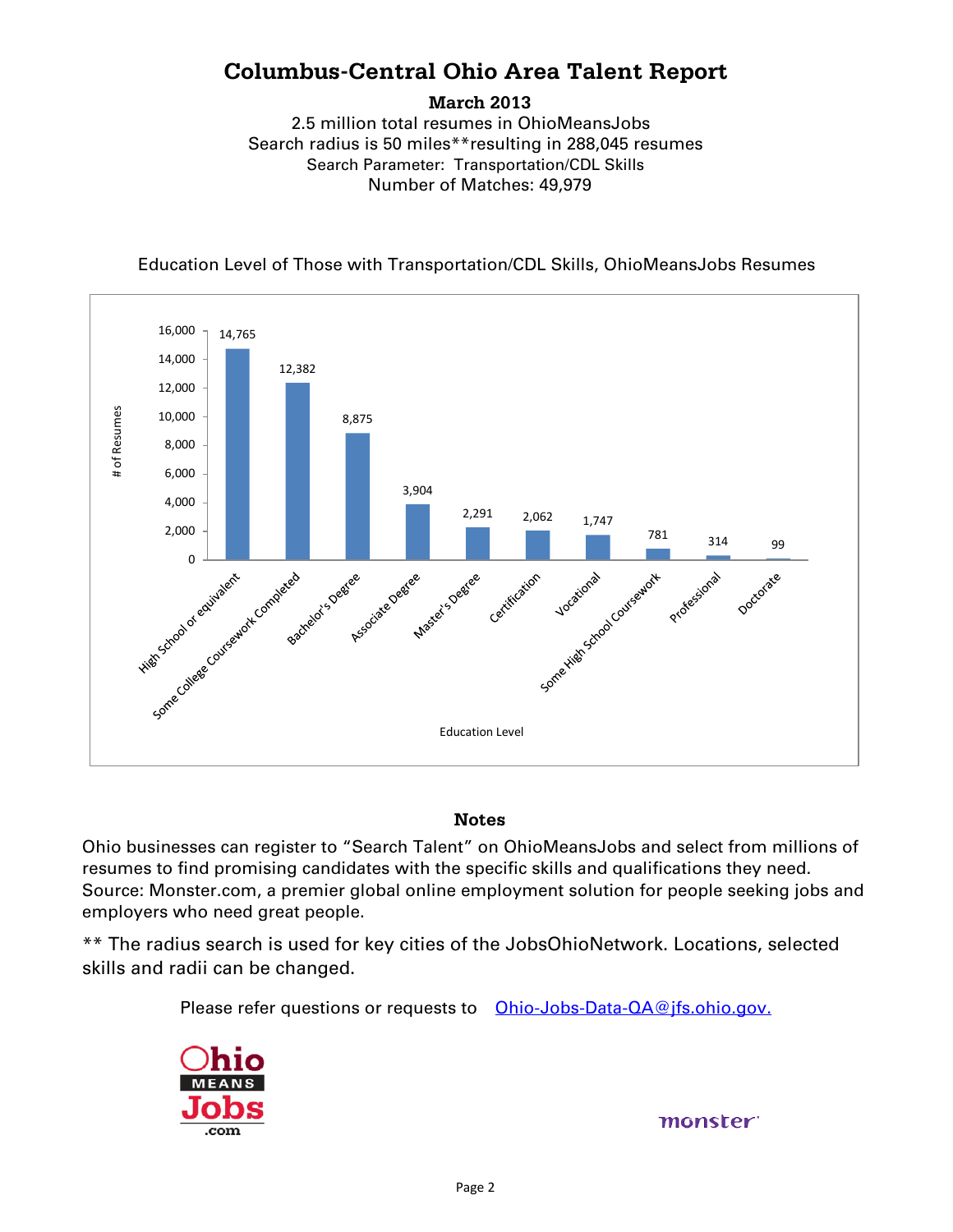# Columbus-Central Ohio Area Talent Report

**March 2013**

2.5 million total resumes in OhioMeansJobs

Search radius is 50 miles**resulting in 288,045 resumes

Search Parameter: Transportation/CDL Skills

Number of Matches: 49,979

Education Level of Those with Transportation/CDL Skills, OhioMeansJobs Resumes

# of Resumes

16,000
14,000
12,000
10,000
8,000
6,000
4,000
2,000
0

14,765
12,382
8,875
3,904
2,291
2,062
1,747
781
314
99

High School or equivalent
Some College Coursework Completed
Bachelor's Degree
Associate Degree
Master's Degree
Certification
Vocational
Some High School Coursework
Professional
Doctorate

Education Level

## Notes

Ohio businesses can register to "Search Talent" on OhioMeansJobs and select from millions of resumes to find promising candidates with the specific skills and qualifications they need. Source: Monster.com, a premier global online employment solution for people seeking jobs and employers who need great people.

** The radius search is used for key cities of the JobsOhioNetwork. Locations, selected skills and radii can be changed.

Please refer questions or requests to [Ohio-Jobs-Data-QA@jfs.ohio.gov.](mailto:Ohio-Jobs-Data-QA@jfs.ohio.gov)

Ohio MEANS Jobs .com

monster